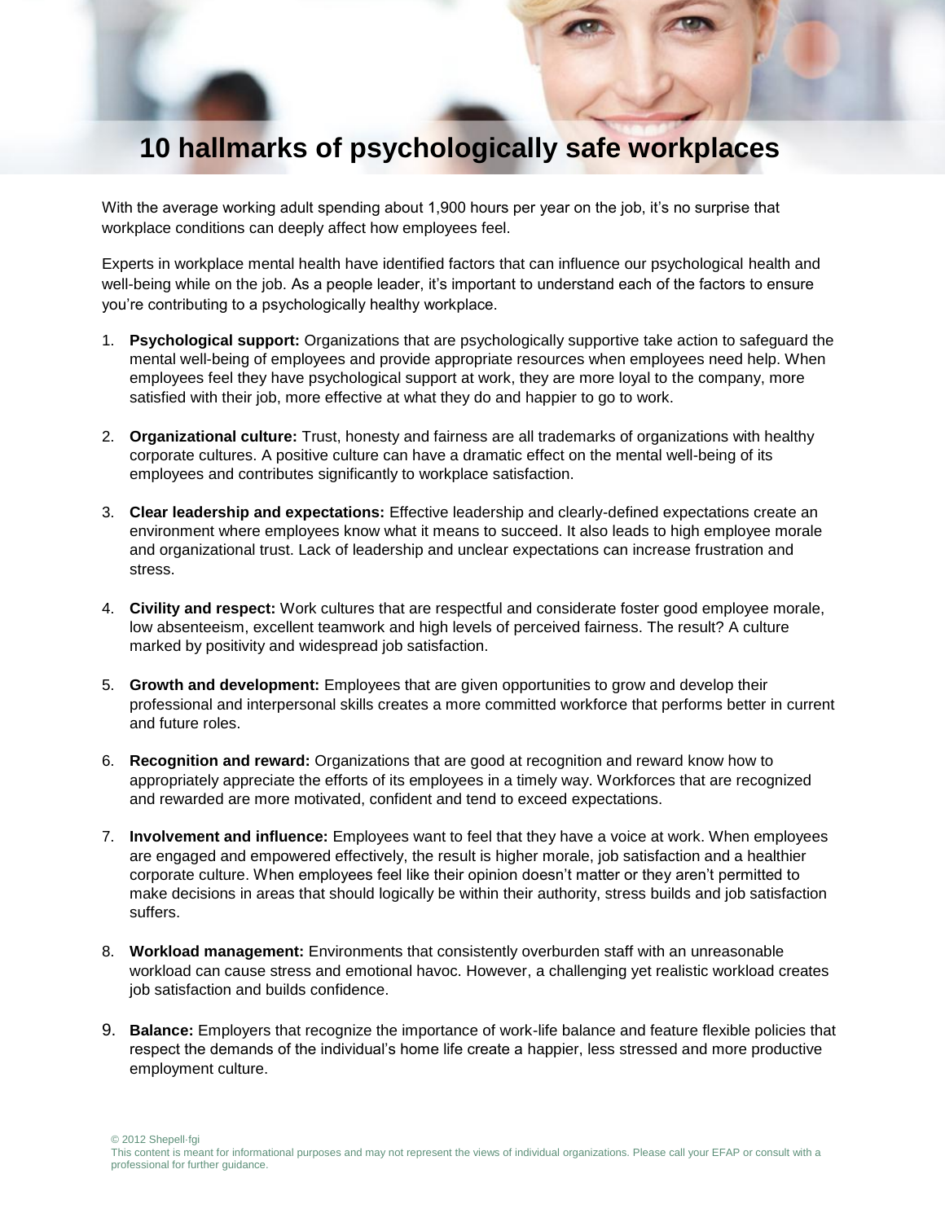# 10 hallmarks of psychologically safe workplaces

With the average working adult spending about 1,900 hours per year on the job, it's no surprise that workplace conditions can deeply affect how employees feel.

Experts in workplace mental health have identified factors that can influence our psychological health and well-being while on the job. As a people leader, it's important to understand each of the factors to ensure you're contributing to a psychologically healthy workplace.

1. **Psychological support:** Organizations that are psychologically supportive take action to safeguard the mental well-being of employees and provide appropriate resources when employees need help. When employees feel they have psychological support at work, they are more loyal to the company, more satisfied with their job, more effective at what they do and happier to go to work.

2. **Organizational culture:** Trust, honesty and fairness are all trademarks of organizations with healthy corporate cultures. A positive culture can have a dramatic effect on the mental well-being of its employees and contributes significantly to workplace satisfaction.

3. **Clear leadership and expectations:** Effective leadership and clearly-defined expectations create an environment where employees know what it means to succeed. It also leads to high employee morale and organizational trust. Lack of leadership and unclear expectations can increase frustration and stress.

4. **Civility and respect:** Work cultures that are respectful and considerate foster good employee morale, low absenteeism, excellent teamwork and high levels of perceived fairness. The result? A culture marked by positivity and widespread job satisfaction.

5. **Growth and development:** Employees that are given opportunities to grow and develop their professional and interpersonal skills creates a more committed workforce that performs better in current and future roles.

6. **Recognition and reward:** Organizations that are good at recognition and reward know how to appropriately appreciate the efforts of its employees in a timely way. Workforces that are recognized and rewarded are more motivated, confident and tend to exceed expectations.

7. **Involvement and influence:** Employees want to feel that they have a voice at work. When employees are engaged and empowered effectively, the result is higher morale, job satisfaction and a healthier corporate culture. When employees feel like their opinion doesn't matter or they aren't permitted to make decisions in areas that should logically be within their authority, stress builds and job satisfaction suffers.

8. **Workload management:** Environments that consistently overburden staff with an unreasonable workload can cause stress and emotional havoc. However, a challenging yet realistic workload creates job satisfaction and builds confidence.

9. **Balance:** Employers that recognize the importance of work-life balance and feature flexible policies that respect the demands of the individual's home life create a happier, less stressed and more productive employment culture.

© 2012 Shepell·fgi
This content is meant for informational purposes and may not represent the views of individual organizations. Please call your EFAP or consult with a professional for further guidance.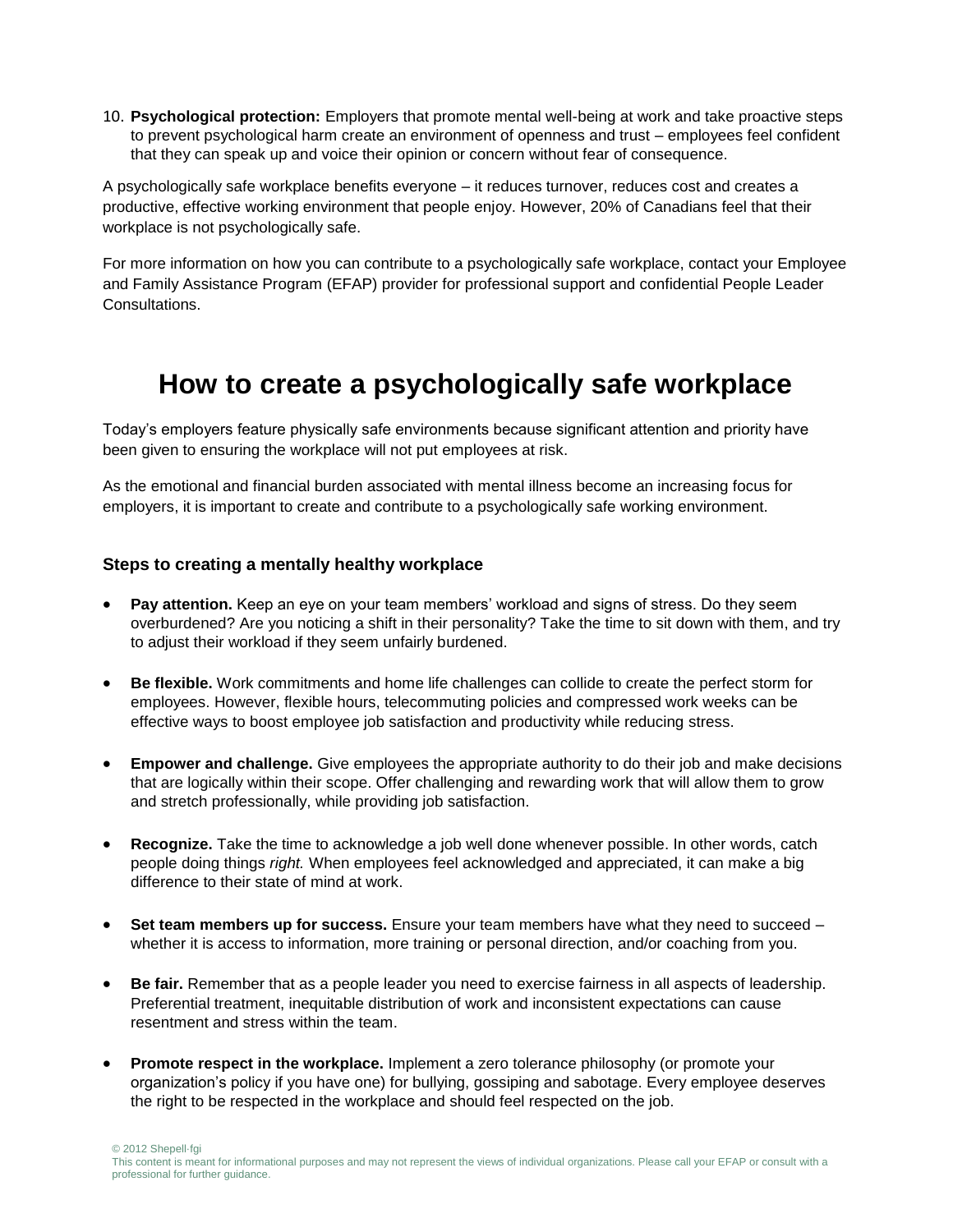10. **Psychological protection:** Employers that promote mental well-being at work and take proactive steps to prevent psychological harm create an environment of openness and trust – employees feel confident that they can speak up and voice their opinion or concern without fear of consequence.

A psychologically safe workplace benefits everyone – it reduces turnover, reduces cost and creates a productive, effective working environment that people enjoy. However, 20% of Canadians feel that their workplace is not psychologically safe.

For more information on how you can contribute to a psychologically safe workplace, contact your Employee and Family Assistance Program (EFAP) provider for professional support and confidential People Leader Consultations.

# How to create a psychologically safe workplace

Today's employers feature physically safe environments because significant attention and priority have been given to ensuring the workplace will not put employees at risk.

As the emotional and financial burden associated with mental illness become an increasing focus for employers, it is important to create and contribute to a psychologically safe working environment.

### Steps to creating a mentally healthy workplace

- **Pay attention.** Keep an eye on your team members' workload and signs of stress. Do they seem overburdened? Are you noticing a shift in their personality? Take the time to sit down with them, and try to adjust their workload if they seem unfairly burdened.

- **Be flexible.** Work commitments and home life challenges can collide to create the perfect storm for employees. However, flexible hours, telecommuting policies and compressed work weeks can be effective ways to boost employee job satisfaction and productivity while reducing stress.

- **Empower and challenge.** Give employees the appropriate authority to do their job and make decisions that are logically within their scope. Offer challenging and rewarding work that will allow them to grow and stretch professionally, while providing job satisfaction.

- **Recognize.** Take the time to acknowledge a job well done whenever possible. In other words, catch people doing things *right.* When employees feel acknowledged and appreciated, it can make a big difference to their state of mind at work.

- **Set team members up for success.** Ensure your team members have what they need to succeed – whether it is access to information, more training or personal direction, and/or coaching from you.

- **Be fair.** Remember that as a people leader you need to exercise fairness in all aspects of leadership. Preferential treatment, inequitable distribution of work and inconsistent expectations can cause resentment and stress within the team.

- **Promote respect in the workplace.** Implement a zero tolerance philosophy (or promote your organization's policy if you have one) for bullying, gossiping and sabotage. Every employee deserves the right to be respected in the workplace and should feel respected on the job.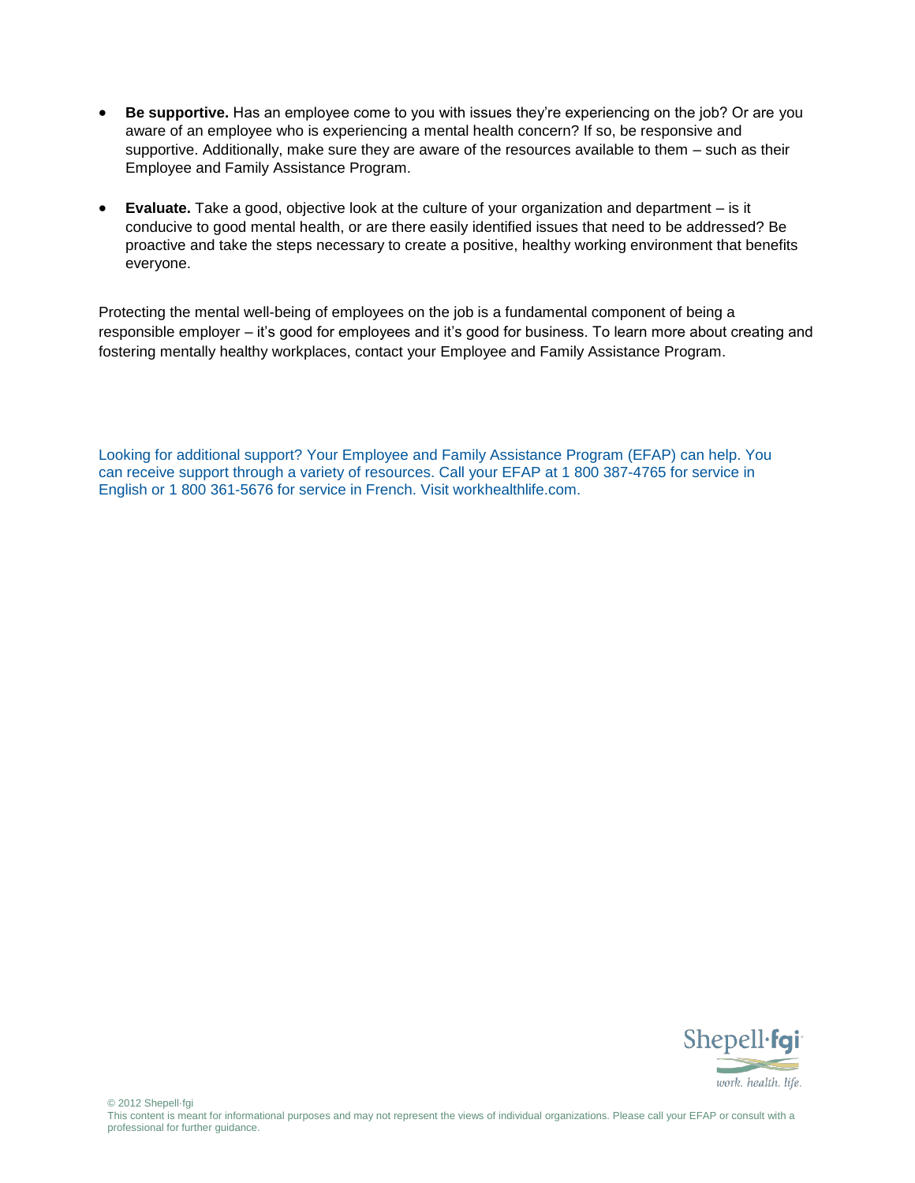- **Be supportive.** Has an employee come to you with issues they're experiencing on the job? Or are you aware of an employee who is experiencing a mental health concern? If so, be responsive and supportive. Additionally, make sure they are aware of the resources available to them – such as their Employee and Family Assistance Program.

- **Evaluate.** Take a good, objective look at the culture of your organization and department – is it conducive to good mental health, or are there easily identified issues that need to be addressed? Be proactive and take the steps necessary to create a positive, healthy working environment that benefits everyone.

Protecting the mental well-being of employees on the job is a fundamental component of being a responsible employer – it's good for employees and it's good for business. To learn more about creating and fostering mentally healthy workplaces, contact your Employee and Family Assistance Program.

Looking for additional support? Your Employee and Family Assistance Program (EFAP) can help. You can receive support through a variety of resources. Call your EFAP at 1 800 387-4765 for service in English or 1 800 361-5676 for service in French. Visit workhealthlife.com.

Shepell·fgi
work. health. life.

© 2012 Shepell·fgi
This content is meant for informational purposes and may not represent the views of individual organizations. Please call your EFAP or consult with a professional for further guidance.